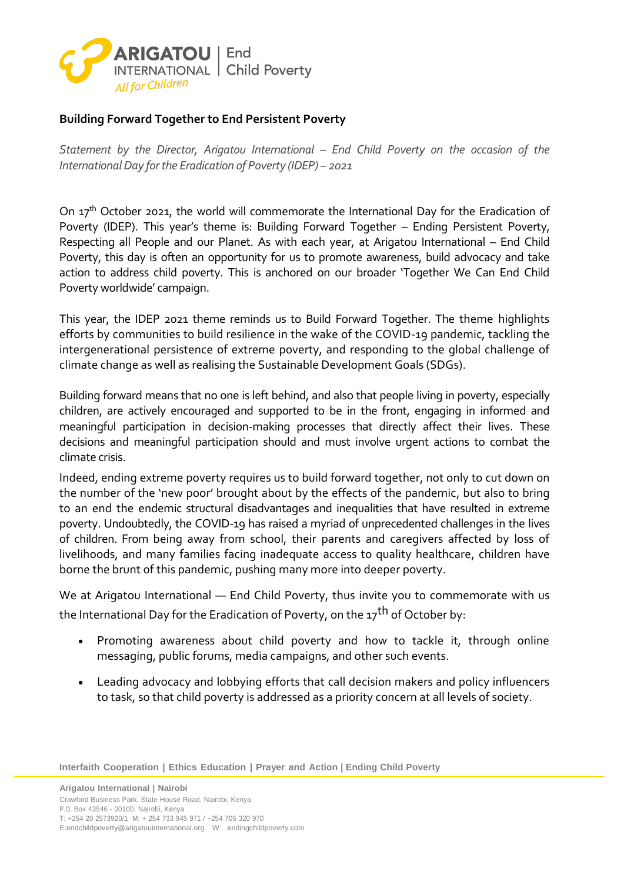**Building Forward Together to End Persistent Poverty**

*Statement by the Director, Arigatou International – End Child Poverty on the occasion of the International Day for the Eradication of Poverty (IDEP) – 2021*

On 17th October 2021, the world will commemorate the International Day for the Eradication of Poverty (IDEP). This year's theme is: Building Forward Together – Ending Persistent Poverty, Respecting all People and our Planet. As with each year, at Arigatou International – End Child Poverty, this day is often an opportunity for us to promote awareness, build advocacy and take action to address child poverty. This is anchored on our broader 'Together We Can End Child Poverty worldwide' campaign.

This year, the IDEP 2021 theme reminds us to Build Forward Together. The theme highlights efforts by communities to build resilience in the wake of the COVID-19 pandemic, tackling the intergenerational persistence of extreme poverty, and responding to the global challenge of climate change as well as realising the Sustainable Development Goals (SDGs).

Building forward means that no one is left behind, and also that people living in poverty, especially children, are actively encouraged and supported to be in the front, engaging in informed and meaningful participation in decision-making processes that directly affect their lives. These decisions and meaningful participation should and must involve urgent actions to combat the climate crisis.

Indeed, ending extreme poverty requires us to build forward together, not only to cut down on the number of the 'new poor' brought about by the effects of the pandemic, but also to bring to an end the endemic structural disadvantages and inequalities that have resulted in extreme poverty. Undoubtedly, the COVID-19 has raised a myriad of unprecedented challenges in the lives of children. From being away from school, their parents and caregivers affected by loss of livelihoods, and many families facing inadequate access to quality healthcare, children have borne the brunt of this pandemic, pushing many more into deeper poverty.

We at Arigatou International — End Child Poverty, thus invite you to commemorate with us the International Day for the Eradication of Poverty, on the 17th of October by:

- Promoting awareness about child poverty and how to tackle it, through online messaging, public forums, media campaigns, and other such events.
- Leading advocacy and lobbying efforts that call decision makers and policy influencers to task, so that child poverty is addressed as a priority concern at all levels of society.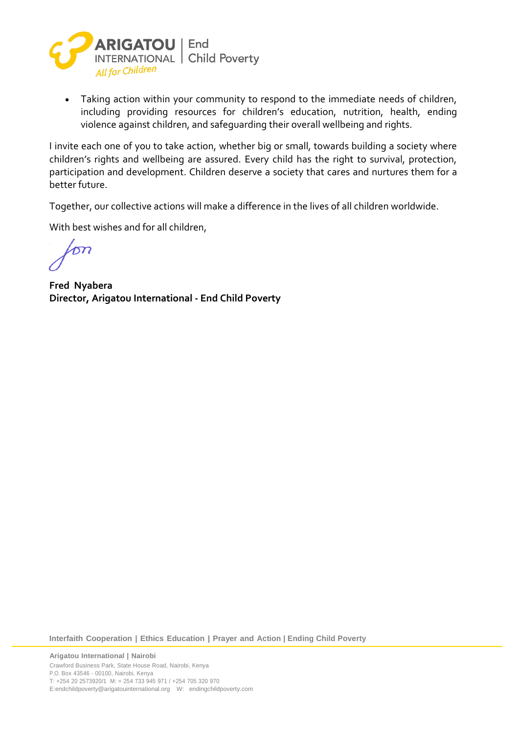- Taking action within your community to respond to the immediate needs of children, including providing resources for children's education, nutrition, health, ending violence against children, and safeguarding their overall wellbeing and rights.

I invite each one of you to take action, whether big or small, towards building a society where children's rights and wellbeing are assured. Every child has the right to survival, protection, participation and development. Children deserve a society that cares and nurtures them for a better future.

Together, our collective actions will make a difference in the lives of all children worldwide.

With best wishes and for all children,

**Fred Nyabera**
**Director, Arigatou International - End Child Poverty**